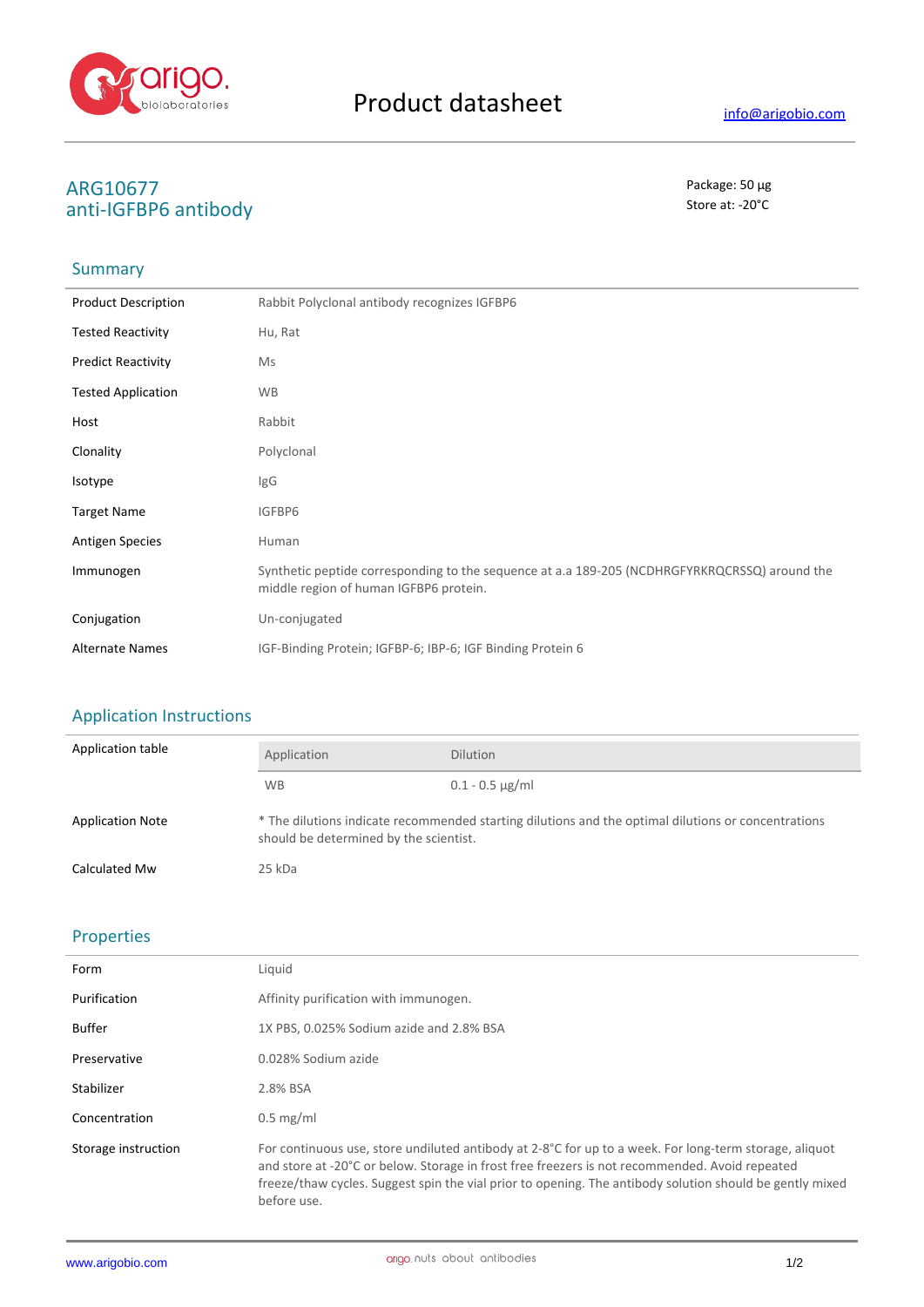# Product datasheet

info@arigobio.com

## ARG10677
## anti-IGFBP6 antibody

Package: 50 μg
Store at: -20°C

### Summary

| | |
|---|---|
| Product Description | Rabbit Polyclonal antibody recognizes IGFBP6 |
| Tested Reactivity | Hu, Rat |
| Predict Reactivity | Ms |
| Tested Application | WB |
| Host | Rabbit |
| Clonality | Polyclonal |
| Isotype | IgG |
| Target Name | IGFBP6 |
| Antigen Species | Human |
| Immunogen | Synthetic peptide corresponding to the sequence at a.a 189-205 (NCDHRGFYRKRQCRSSQ) around the middle region of human IGFBP6 protein. |
| Conjugation | Un-conjugated |
| Alternate Names | IGF-Binding Protein; IGFBP-6; IBP-6; IGF Binding Protein 6 |

### Application Instructions

Application table

| Application | Dilution |
|---|---|
| WB | 0.1 - 0.5 μg/ml |

| | |
|---|---|
| Application Note | * The dilutions indicate recommended starting dilutions and the optimal dilutions or concentrations should be determined by the scientist. |
| Calculated Mw | 25 kDa |

### Properties

| | |
|---|---|
| Form | Liquid |
| Purification | Affinity purification with immunogen. |
| Buffer | 1X PBS, 0.025% Sodium azide and 2.8% BSA |
| Preservative | 0.028% Sodium azide |
| Stabilizer | 2.8% BSA |
| Concentration | 0.5 mg/ml |
| Storage instruction | For continuous use, store undiluted antibody at 2-8°C for up to a week. For long-term storage, aliquot and store at -20°C or below. Storage in frost free freezers is not recommended. Avoid repeated freeze/thaw cycles. Suggest spin the vial prior to opening. The antibody solution should be gently mixed before use. |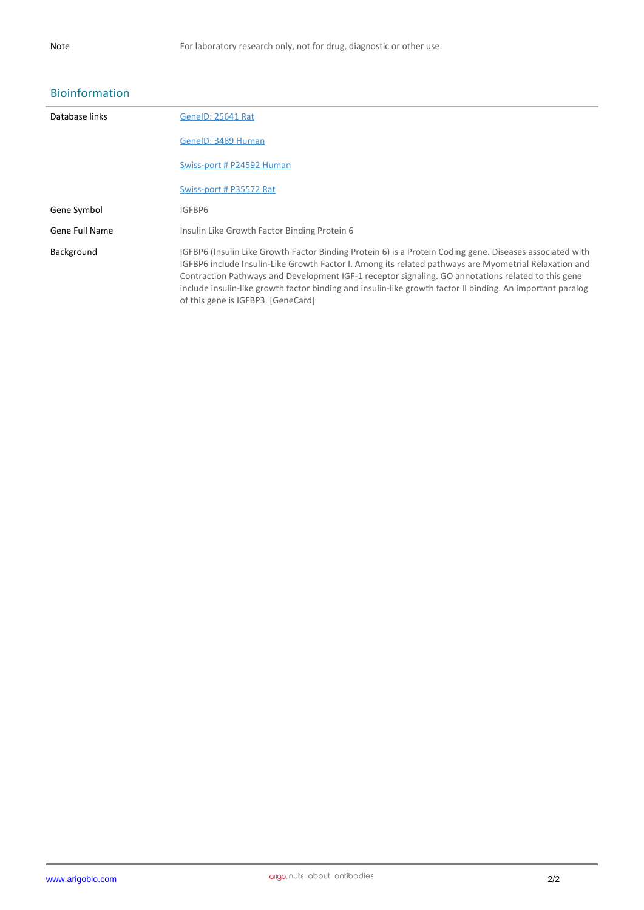| | |
|---|---|
| Note | For laboratory research only, not for drug, diagnostic or other use. |

## Bioinformation

| | |
|---|---|
| Database links | GeneID: 25641 Rat<br><br>GeneID: 3489 Human<br><br>Swiss-port # P24592 Human<br><br>Swiss-port # P35572 Rat |
| Gene Symbol | IGFBP6 |
| Gene Full Name | Insulin Like Growth Factor Binding Protein 6 |
| Background | IGFBP6 (Insulin Like Growth Factor Binding Protein 6) is a Protein Coding gene. Diseases associated with IGFBP6 include Insulin-Like Growth Factor I. Among its related pathways are Myometrial Relaxation and Contraction Pathways and Development IGF-1 receptor signaling. GO annotations related to this gene include insulin-like growth factor binding and insulin-like growth factor II binding. An important paralog of this gene is IGFBP3. [GeneCard] |